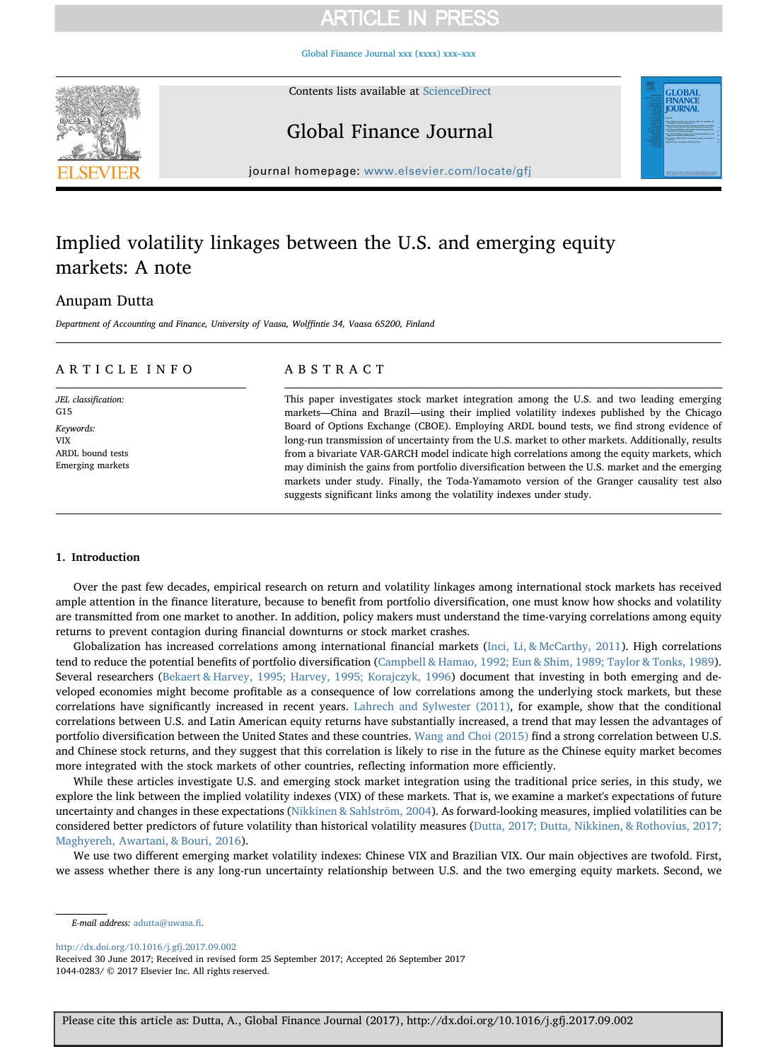# Implied volatility linkages between the U.S. and emerging equity markets: A note

Anupam Dutta

*Department of Accounting and Finance, University of Vaasa, Wolffintie 34, Vaasa 65200, Finland*

## ARTICLE INFO

*JEL classification:*
G15

*Keywords:*
VIX
ARDL bound tests
Emerging markets

## ABSTRACT

This paper investigates stock market integration among the U.S. and two leading emerging markets—China and Brazil—using their implied volatility indexes published by the Chicago Board of Options Exchange (CBOE). Employing ARDL bound tests, we find strong evidence of long-run transmission of uncertainty from the U.S. market to other markets. Additionally, results from a bivariate VAR-GARCH model indicate high correlations among the equity markets, which may diminish the gains from portfolio diversification between the U.S. market and the emerging markets under study. Finally, the Toda-Yamamoto version of the Granger causality test also suggests significant links among the volatility indexes under study.

## 1. Introduction

Over the past few decades, empirical research on return and volatility linkages among international stock markets has received ample attention in the finance literature, because to benefit from portfolio diversification, one must know how shocks and volatility are transmitted from one market to another. In addition, policy makers must understand the time-varying correlations among equity returns to prevent contagion during financial downturns or stock market crashes.

Globalization has increased correlations among international financial markets (Inci, Li, & McCarthy, 2011). High correlations tend to reduce the potential benefits of portfolio diversification (Campbell & Hamao, 1992; Eun & Shim, 1989; Taylor & Tonks, 1989). Several researchers (Bekaert & Harvey, 1995; Harvey, 1995; Korajczyk, 1996) document that investing in both emerging and developed economies might become profitable as a consequence of low correlations among the underlying stock markets, but these correlations have significantly increased in recent years. Lahrech and Sylwester (2011), for example, show that the conditional correlations between U.S. and Latin American equity returns have substantially increased, a trend that may lessen the advantages of portfolio diversification between the United States and these countries. Wang and Choi (2015) find a strong correlation between U.S. and Chinese stock returns, and they suggest that this correlation is likely to rise in the future as the Chinese equity market becomes more integrated with the stock markets of other countries, reflecting information more efficiently.

While these articles investigate U.S. and emerging stock market integration using the traditional price series, in this study, we explore the link between the implied volatility indexes (VIX) of these markets. That is, we examine a market's expectations of future uncertainty and changes in these expectations (Nikkinen & Sahlström, 2004). As forward-looking measures, implied volatilities can be considered better predictors of future volatility than historical volatility measures (Dutta, 2017; Dutta, Nikkinen, & Rothovius, 2017; Maghyereh, Awartani, & Bouri, 2016).

We use two different emerging market volatility indexes: Chinese VIX and Brazilian VIX. Our main objectives are twofold. First, we assess whether there is any long-run uncertainty relationship between U.S. and the two emerging equity markets. Second, we

*E-mail address:* adutta@uwasa.fi.

http://dx.doi.org/10.1016/j.gfj.2017.09.002
Received 30 June 2017; Received in revised form 25 September 2017; Accepted 26 September 2017
1044-0283/ © 2017 Elsevier Inc. All rights reserved.

Please cite this article as: Dutta, A., Global Finance Journal (2017), http://dx.doi.org/10.1016/j.gfj.2017.09.002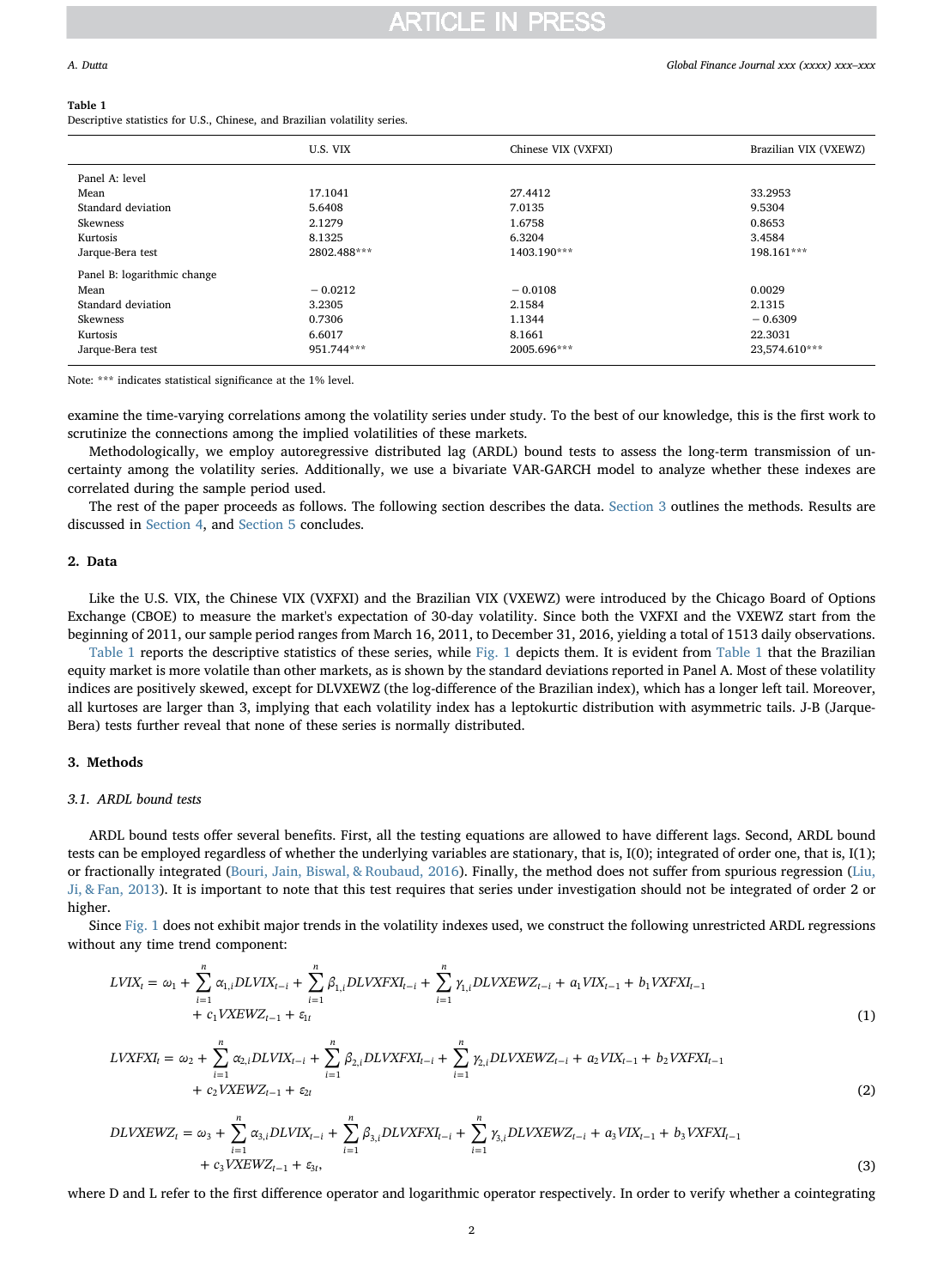**Table 1**
Descriptive statistics for U.S., Chinese, and Brazilian volatility series.

| | U.S. VIX | Chinese VIX (VXFXI) | Brazilian VIX (VXEWZ) |
|---|---|---|---|
| Panel A: level | | | |
| Mean | 17.1041 | 27.4412 | 33.2953 |
| Standard deviation | 5.6408 | 7.0135 | 9.5304 |
| Skewness | 2.1279 | 1.6758 | 0.8653 |
| Kurtosis | 8.1325 | 6.3204 | 3.4584 |
| Jarque-Bera test | 2802.488*** | 1403.190*** | 198.161*** |
| Panel B: logarithmic change | | | |
| Mean | −0.0212 | −0.0108 | 0.0029 |
| Standard deviation | 3.2305 | 2.1584 | 2.1315 |
| Skewness | 0.7306 | 1.1344 | −0.6309 |
| Kurtosis | 6.6017 | 8.1661 | 22.3031 |
| Jarque-Bera test | 951.744*** | 2005.696*** | 23,574.610*** |

Note: *** indicates statistical significance at the 1% level.

examine the time-varying correlations among the volatility series under study. To the best of our knowledge, this is the first work to scrutinize the connections among the implied volatilities of these markets.

Methodologically, we employ autoregressive distributed lag (ARDL) bound tests to assess the long-term transmission of uncertainty among the volatility series. Additionally, we use a bivariate VAR-GARCH model to analyze whether these indexes are correlated during the sample period used.

The rest of the paper proceeds as follows. The following section describes the data. Section 3 outlines the methods. Results are discussed in Section 4, and Section 5 concludes.

## 2. Data

Like the U.S. VIX, the Chinese VIX (VXFXI) and the Brazilian VIX (VXEWZ) were introduced by the Chicago Board of Options Exchange (CBOE) to measure the market's expectation of 30-day volatility. Since both the VXFXI and the VXEWZ start from the beginning of 2011, our sample period ranges from March 16, 2011, to December 31, 2016, yielding a total of 1513 daily observations.

Table 1 reports the descriptive statistics of these series, while Fig. 1 depicts them. It is evident from Table 1 that the Brazilian equity market is more volatile than other markets, as is shown by the standard deviations reported in Panel A. Most of these volatility indices are positively skewed, except for DLVXEWZ (the log-difference of the Brazilian index), which has a longer left tail. Moreover, all kurtoses are larger than 3, implying that each volatility index has a leptokurtic distribution with asymmetric tails. J-B (Jarque-Bera) tests further reveal that none of these series is normally distributed.

## 3. Methods

### 3.1. ARDL bound tests

ARDL bound tests offer several benefits. First, all the testing equations are allowed to have different lags. Second, ARDL bound tests can be employed regardless of whether the underlying variables are stationary, that is, I(0); integrated of order one, that is, I(1); or fractionally integrated (Bouri, Jain, Biswal, & Roubaud, 2016). Finally, the method does not suffer from spurious regression (Liu, Ji, & Fan, 2013). It is important to note that this test requires that series under investigation should not be integrated of order 2 or higher.

Since Fig. 1 does not exhibit major trends in the volatility indexes used, we construct the following unrestricted ARDL regressions without any time trend component:

$$LVIX_t = \omega_1 + \sum_{i=1}^{n} \alpha_{1,i} DLVIX_{t-i} + \sum_{i=1}^{n} \beta_{1,i} DLVXFXI_{t-i} + \sum_{i=1}^{n} \gamma_{1,i} DLVXEWZ_{t-i} + a_1 VIX_{t-1} + b_1 VXFXI_{t-1} + c_1 VXEWZ_{t-1} + \varepsilon_{1t} \tag{1}$$

$$LVXFXI_t = \omega_2 + \sum_{i=1}^{n} \alpha_{2,i} DLVIX_{t-i} + \sum_{i=1}^{n} \beta_{2,i} DLVXFXI_{t-i} + \sum_{i=1}^{n} \gamma_{2,i} DLVXEWZ_{t-i} + a_2 VIX_{t-1} + b_2 VXFXI_{t-1} + c_2 VXEWZ_{t-1} + \varepsilon_{2t} \tag{2}$$

$$DLVXEWZ_t = \omega_3 + \sum_{i=1}^{n} \alpha_{3,i} DLVIX_{t-i} + \sum_{i=1}^{n} \beta_{3,i} DLVXFXI_{t-i} + \sum_{i=1}^{n} \gamma_{3,i} DLVXEWZ_{t-i} + a_3 VIX_{t-1} + b_3 VXFXI_{t-1} + c_3 VXEWZ_{t-1} + \varepsilon_{3t}, \tag{3}$$

where D and L refer to the first difference operator and logarithmic operator respectively. In order to verify whether a cointegrating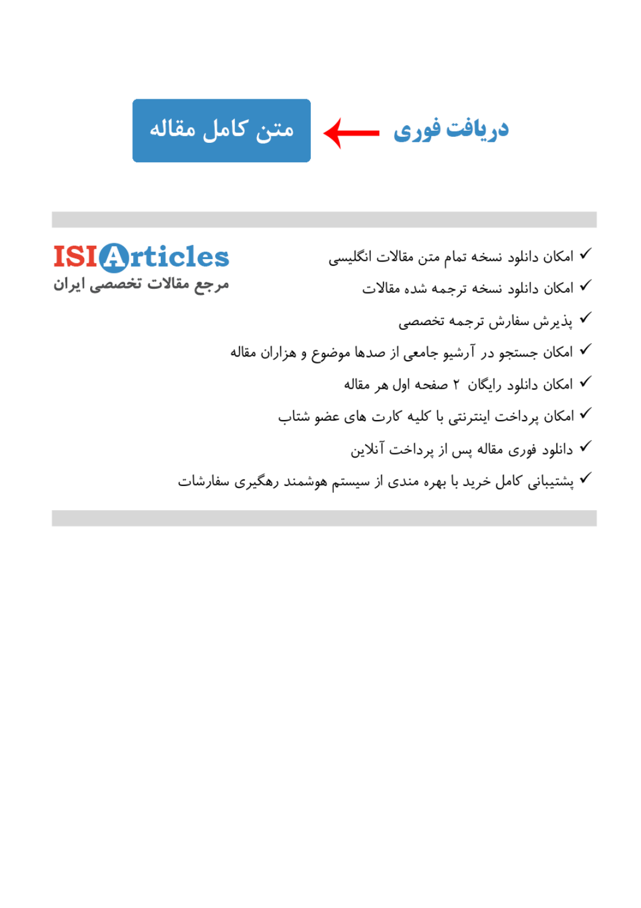دریافت فوری ← متن کامل مقاله

**ISIArticles**
مرجع مقالات تخصصی ایران

- ✓ امکان دانلود نسخه تمام متن مقالات انگلیسی
- ✓ امکان دانلود نسخه ترجمه شده مقالات
- ✓ پذیرش سفارش ترجمه تخصصی
- ✓ امکان جستجو در آرشیو جامعی از صدها موضوع و هزاران مقاله
- ✓ امکان دانلود رایگان ۲ صفحه اول هر مقاله
- ✓ امکان پرداخت اینترنتی با کلیه کارت های عضو شتاب
- ✓ دانلود فوری مقاله پس از پرداخت آنلاین
- ✓ پشتیبانی کامل خرید با بهره مندی از سیستم هوشمند رهگیری سفارشات